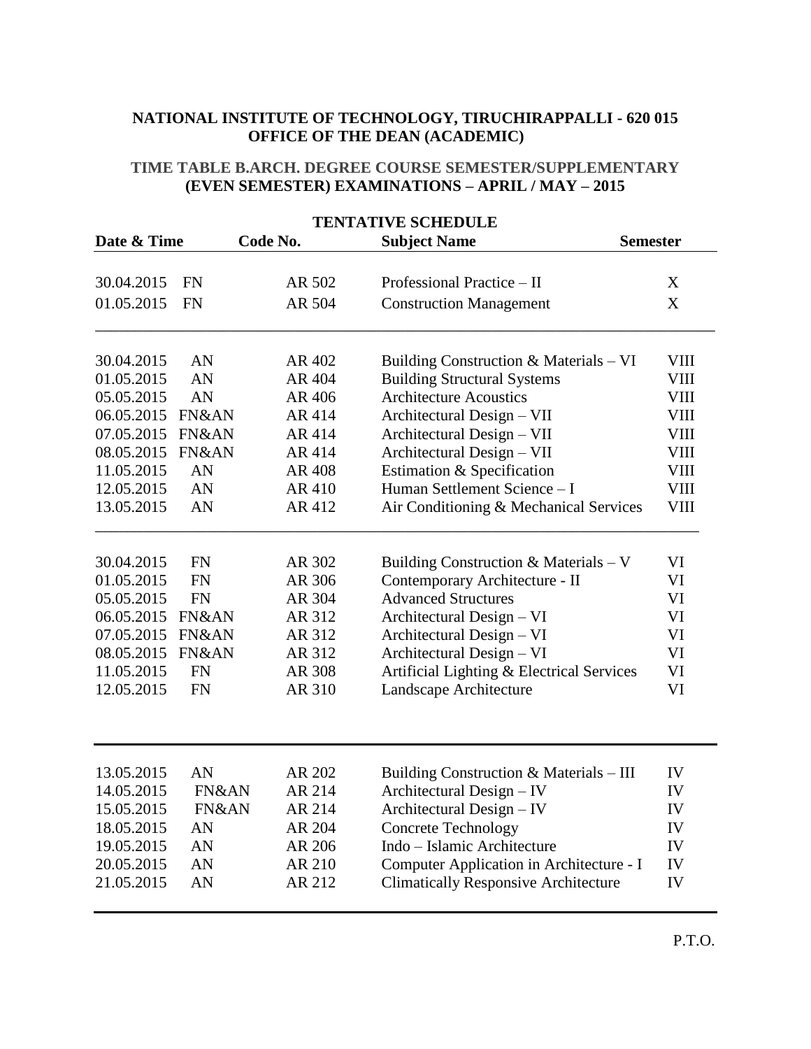**NATIONAL INSTITUTE OF TECHNOLOGY, TIRUCHIRAPPALLI - 620 015**
**OFFICE OF THE DEAN (ACADEMIC)**

**TIME TABLE B.ARCH. DEGREE COURSE SEMESTER/SUPPLEMENTARY (EVEN SEMESTER) EXAMINATIONS – APRIL / MAY – 2015**

**TENTATIVE SCHEDULE**

| Date & Time | | Code No. | Subject Name | Semester |
|---|---|---|---|---|
| 30.04.2015 | FN | AR 502 | Professional Practice – II | X |
| 01.05.2015 | FN | AR 504 | Construction Management | X |
| 30.04.2015 | AN | AR 402 | Building Construction & Materials – VI | VIII |
| 01.05.2015 | AN | AR 404 | Building Structural Systems | VIII |
| 05.05.2015 | AN | AR 406 | Architecture Acoustics | VIII |
| 06.05.2015 | FN&AN | AR 414 | Architectural Design – VII | VIII |
| 07.05.2015 | FN&AN | AR 414 | Architectural Design – VII | VIII |
| 08.05.2015 | FN&AN | AR 414 | Architectural Design – VII | VIII |
| 11.05.2015 | AN | AR 408 | Estimation & Specification | VIII |
| 12.05.2015 | AN | AR 410 | Human Settlement Science – I | VIII |
| 13.05.2015 | AN | AR 412 | Air Conditioning & Mechanical Services | VIII |
| 30.04.2015 | FN | AR 302 | Building Construction & Materials – V | VI |
| 01.05.2015 | FN | AR 306 | Contemporary Architecture - II | VI |
| 05.05.2015 | FN | AR 304 | Advanced Structures | VI |
| 06.05.2015 | FN&AN | AR 312 | Architectural Design – VI | VI |
| 07.05.2015 | FN&AN | AR 312 | Architectural Design – VI | VI |
| 08.05.2015 | FN&AN | AR 312 | Architectural Design – VI | VI |
| 11.05.2015 | FN | AR 308 | Artificial Lighting & Electrical Services | VI |
| 12.05.2015 | FN | AR 310 | Landscape Architecture | VI |
| 13.05.2015 | AN | AR 202 | Building Construction & Materials – III | IV |
| 14.05.2015 | FN&AN | AR 214 | Architectural Design – IV | IV |
| 15.05.2015 | FN&AN | AR 214 | Architectural Design – IV | IV |
| 18.05.2015 | AN | AR 204 | Concrete Technology | IV |
| 19.05.2015 | AN | AR 206 | Indo – Islamic Architecture | IV |
| 20.05.2015 | AN | AR 210 | Computer Application in Architecture - I | IV |
| 21.05.2015 | AN | AR 212 | Climatically Responsive Architecture | IV |

P.T.O.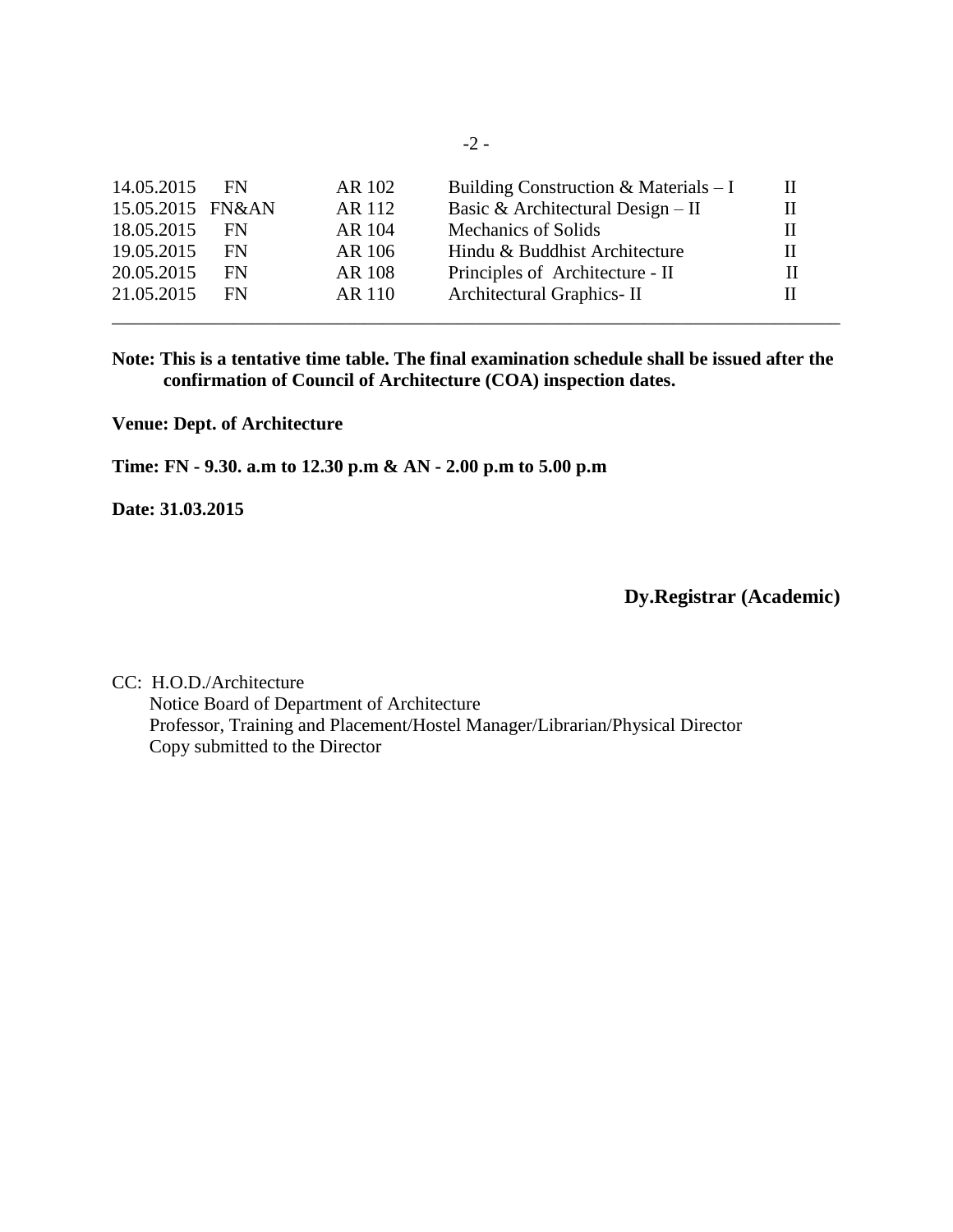| | | | | |
|---|---|---|---|---|
| 14.05.2015 | FN | AR 102 | Building Construction & Materials – I | II |
| 15.05.2015 | FN&AN | AR 112 | Basic & Architectural Design – II | II |
| 18.05.2015 | FN | AR 104 | Mechanics of Solids | II |
| 19.05.2015 | FN | AR 106 | Hindu & Buddhist Architecture | II |
| 20.05.2015 | FN | AR 108 | Principles of Architecture - II | II |
| 21.05.2015 | FN | AR 110 | Architectural Graphics- II | II |

**Note: This is a tentative time table. The final examination schedule shall be issued after the confirmation of Council of Architecture (COA) inspection dates.**

**Venue: Dept. of Architecture**

**Time: FN - 9.30. a.m to 12.30 p.m & AN - 2.00 p.m to 5.00 p.m**

**Date: 31.03.2015**

**Dy.Registrar (Academic)**

CC: H.O.D./Architecture
Notice Board of Department of Architecture
Professor, Training and Placement/Hostel Manager/Librarian/Physical Director
Copy submitted to the Director